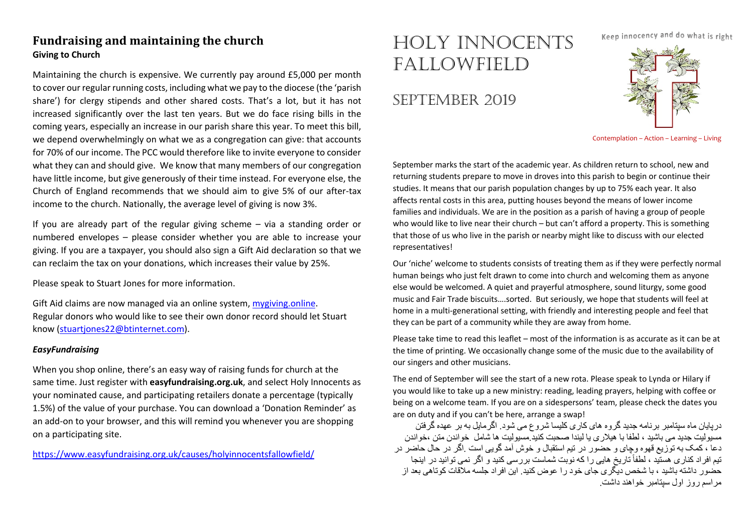## Fundraising and maintaining the church

**Giving to Church**

Maintaining the church is expensive. We currently pay around £5,000 per month to cover our regular running costs, including what we pay to the diocese (the 'parish share') for clergy stipends and other shared costs. That's a lot, but it has not increased significantly over the last ten years. But we do face rising bills in the coming years, especially an increase in our parish share this year. To meet this bill, we depend overwhelmingly on what we as a congregation can give: that accounts for 70% of our income. The PCC would therefore like to invite everyone to consider what they can and should give. We know that many members of our congregation have little income, but give generously of their time instead. For everyone else, the Church of England recommends that we should aim to give 5% of our after-tax income to the church. Nationally, the average level of giving is now 3%.

If you are already part of the regular giving scheme – via a standing order or numbered envelopes – please consider whether you are able to increase your giving. If you are a taxpayer, you should also sign a Gift Aid declaration so that we can reclaim the tax on your donations, which increases their value by 25%.

Please speak to Stuart Jones for more information.

Gift Aid claims are now managed via an online system, mygiving.online.
Regular donors who would like to see their own donor record should let Stuart know (stuartjones22@btinternet.com).

***EasyFundraising***

When you shop online, there's an easy way of raising funds for church at the same time. Just register with **easyfundraising.org.uk**, and select Holy Innocents as your nominated cause, and participating retailers donate a percentage (typically 1.5%) of the value of your purchase. You can download a 'Donation Reminder' as an add-on to your browser, and this will remind you whenever you are shopping on a participating site.

https://www.easyfundraising.org.uk/causes/holyinnocentsfallowfield/

# Holy Innocents Fallowfield

## September 2019

Keep innocency and do what is right

Contemplation – Action – Learning – Living

September marks the start of the academic year. As children return to school, new and returning students prepare to move in droves into this parish to begin or continue their studies. It means that our parish population changes by up to 75% each year. It also affects rental costs in this area, putting houses beyond the means of lower income families and individuals. We are in the position as a parish of having a group of people who would like to live near their church – but can't afford a property. This is something that those of us who live in the parish or nearby might like to discuss with our elected representatives!

Our 'niche' welcome to students consists of treating them as if they were perfectly normal human beings who just felt drawn to come into church and welcoming them as anyone else would be welcomed. A quiet and prayerful atmosphere, sound liturgy, some good music and Fair Trade biscuits….sorted. But seriously, we hope that students will feel at home in a multi-generational setting, with friendly and interesting people and feel that they can be part of a community while they are away from home.

Please take time to read this leaflet – most of the information is as accurate as it can be at the time of printing. We occasionally change some of the music due to the availability of our singers and other musicians.

The end of September will see the start of a new rota. Please speak to Lynda or Hilary if you would like to take up a new ministry: reading, leading prayers, helping with coffee or being on a welcome team. If you are on a sidespersons' team, please check the dates you are on duty and if you can't be here, arrange a swap!

درپایان ماه سپتامبر برنامه جدید گروه های کاری کلیسا شروع می شود. اگرمایل به بر عهده گرفتن مسیولیت جدید می باشید ، لطفا با هیلاری یا لیندا صحبت کنید.مسیولیت ها شامل خواندن متن ،خواندن دعا ، کمک به توزیع قهوه وچای و حضور در تیم استقبال و خوش آمد گویی است .اگر در حال حاضر در تیم افراد کناری هستید ، لطفاً تاریخ هایی را که نوبت شماست بررسی کنید و اگر نمی توانید در اینجا حضور داشته باشید ، با شخص دیگری جای خود را عوض کنید. این افراد جلسه ملاقات کوتاهی بعد از مراسم روز اول سپتامبر خواهند داشت.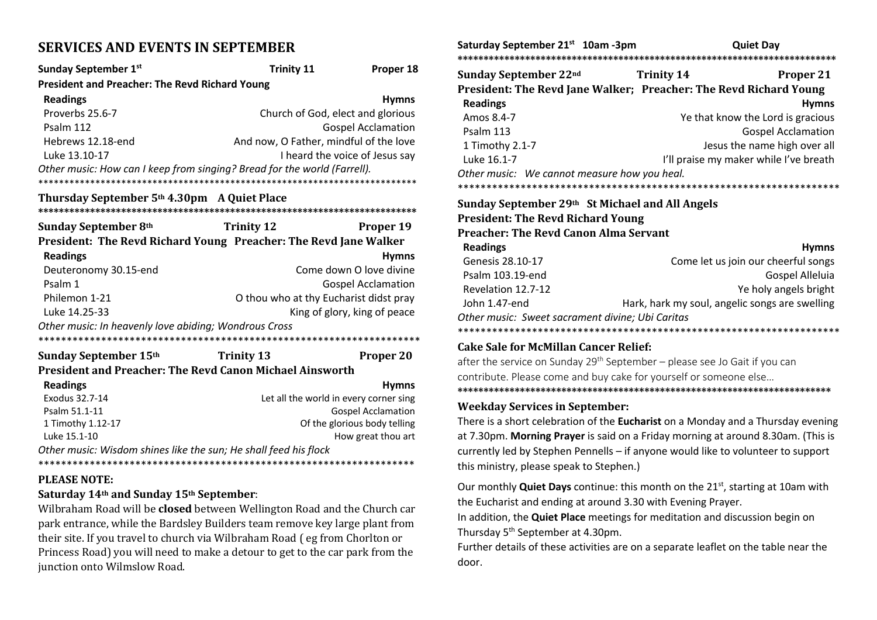# SERVICES AND EVENTS IN SEPTEMBER

**Sunday September 1st** **Trinity 11** **Proper 18**

**President and Preacher: The Revd Richard Young**

| Readings | Hymns |
| --- | --- |
| Proverbs 25.6-7 | Church of God, elect and glorious |
| Psalm 112 | Gospel Acclamation |
| Hebrews 12.18-end | And now, O Father, mindful of the love |
| Luke 13.10-17 | I heard the voice of Jesus say |

*Other music: How can I keep from singing? Bread for the world (Farrell).*

******************************************************************

**Thursday September 5th 4.30pm A Quiet Place**

******************************************************************

**Sunday September 8th** **Trinity 12** **Proper 19**

**President: The Revd Richard Young Preacher: The Revd Jane Walker**

| Readings | Hymns |
| --- | --- |
| Deuteronomy 30.15-end | Come down O love divine |
| Psalm 1 | Gospel Acclamation |
| Philemon 1-21 | O thou who at thy Eucharist didst pray |
| Luke 14.25-33 | King of glory, king of peace |

*Other music: In heavenly love abiding; Wondrous Cross*

******************************************************************

**Sunday September 15th** **Trinity 13** **Proper 20**

**President and Preacher: The Revd Canon Michael Ainsworth**

| Readings | Hymns |
| --- | --- |
| Exodus 32.7-14 | Let all the world in every corner sing |
| Psalm 51.1-11 | Gospel Acclamation |
| 1 Timothy 1.12-17 | Of the glorious body telling |
| Luke 15.1-10 | How great thou art |

*Other music: Wisdom shines like the sun; He shall feed his flock*

******************************************************************

**PLEASE NOTE:**

**Saturday 14th and Sunday 15th September**:

Wilbraham Road will be **closed** between Wellington Road and the Church car park entrance, while the Bardsley Builders team remove key large plant from their site. If you travel to church via Wilbraham Road ( eg from Chorlton or Princess Road) you will need to make a detour to get to the car park from the junction onto Wilmslow Road.

**Saturday September 21st 10am -3pm** **Quiet Day**

******************************************************************

**Sunday September 22nd** **Trinity 14** **Proper 21**

**President: The Revd Jane Walker; Preacher: The Revd Richard Young**

| Readings | Hymns |
| --- | --- |
| Amos 8.4-7 | Ye that know the Lord is gracious |
| Psalm 113 | Gospel Acclamation |
| 1 Timothy 2.1-7 | Jesus the name high over all |
| Luke 16.1-7 | I'll praise my maker while I've breath |

*Other music: We cannot measure how you heal.*

******************************************************************

**Sunday September 29th St Michael and All Angels**

**President: The Revd Richard Young**

**Preacher: The Revd Canon Alma Servant**

| Readings | Hymns |
| --- | --- |
| Genesis 28.10-17 | Come let us join our cheerful songs |
| Psalm 103.19-end | Gospel Alleluia |
| Revelation 12.7-12 | Ye holy angels bright |
| John 1.47-end | Hark, hark my soul, angelic songs are swelling |

*Other music: Sweet sacrament divine; Ubi Caritas*

******************************************************************

**Cake Sale for McMillan Cancer Relief:**

after the service on Sunday 29th September – please see Jo Gait if you can contribute. Please come and buy cake for yourself or someone else…

******************************************************************

**Weekday Services in September:**

There is a short celebration of the **Eucharist** on a Monday and a Thursday evening at 7.30pm. **Morning Prayer** is said on a Friday morning at around 8.30am. (This is currently led by Stephen Pennells – if anyone would like to volunteer to support this ministry, please speak to Stephen.)

Our monthly **Quiet Days** continue: this month on the 21st, starting at 10am with the Eucharist and ending at around 3.30 with Evening Prayer.

In addition, the **Quiet Place** meetings for meditation and discussion begin on Thursday 5th September at 4.30pm.

Further details of these activities are on a separate leaflet on the table near the door.